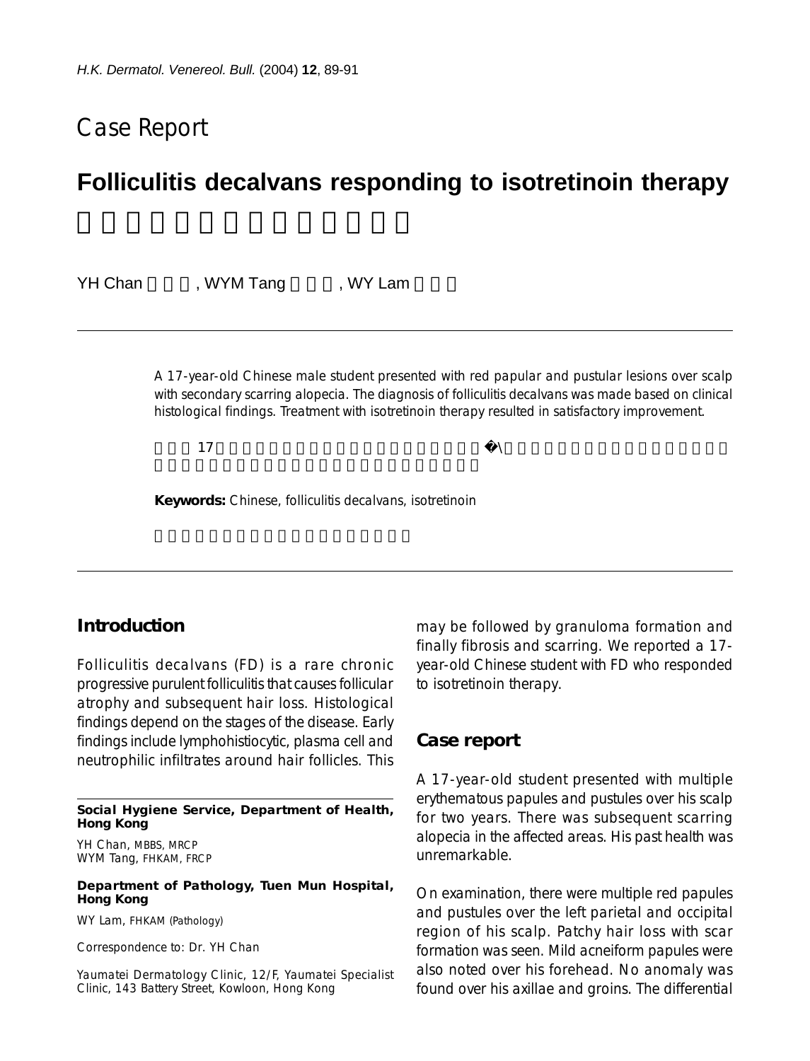# Case Report

## Folliculitis decalvans responding to isotretinoin therapy

YH Chan, WYM Tang, WY Lam

A 17-year-old Chinese male student presented with red papular and pustular lesions over scalp with secondary scarring alopecia. The diagnosis of folliculitis decalvans was made based on clinical histological findings. Treatment with isotretinoin therapy resulted in satisfactory improvement.

**Keywords:** Chinese, folliculitis decalvans, isotretinoin

## Introduction

Folliculitis decalvans (FD) is a rare chronic progressive purulent folliculitis that causes follicular atrophy and subsequent hair loss. Histological findings depend on the stages of the disease. Early findings include lymphohistiocytic, plasma cell and neutrophilic infiltrates around hair follicles. This may be followed by granuloma formation and finally fibrosis and scarring. We reported a 17-year-old Chinese student with FD who responded to isotretinoin therapy.

## Case report

A 17-year-old student presented with multiple erythematous papules and pustules over his scalp for two years. There was subsequent scarring alopecia in the affected areas. His past health was unremarkable.

On examination, there were multiple red papules and pustules over the left parietal and occipital region of his scalp. Patchy hair loss with scar formation was seen. Mild acneiform papules were also noted over his forehead. No anomaly was found over his axillae and groins. The differential

---

**Social Hygiene Service, Department of Health, Hong Kong**

YH Chan, MBBS, MRCP
WYM Tang, FHKAM, FRCP

**Department of Pathology, Tuen Mun Hospital, Hong Kong**

WY Lam, FHKAM (Pathology)

Correspondence to: Dr. YH Chan

Yaumatei Dermatology Clinic, 12/F, Yaumatei Specialist Clinic, 143 Battery Street, Kowloon, Hong Kong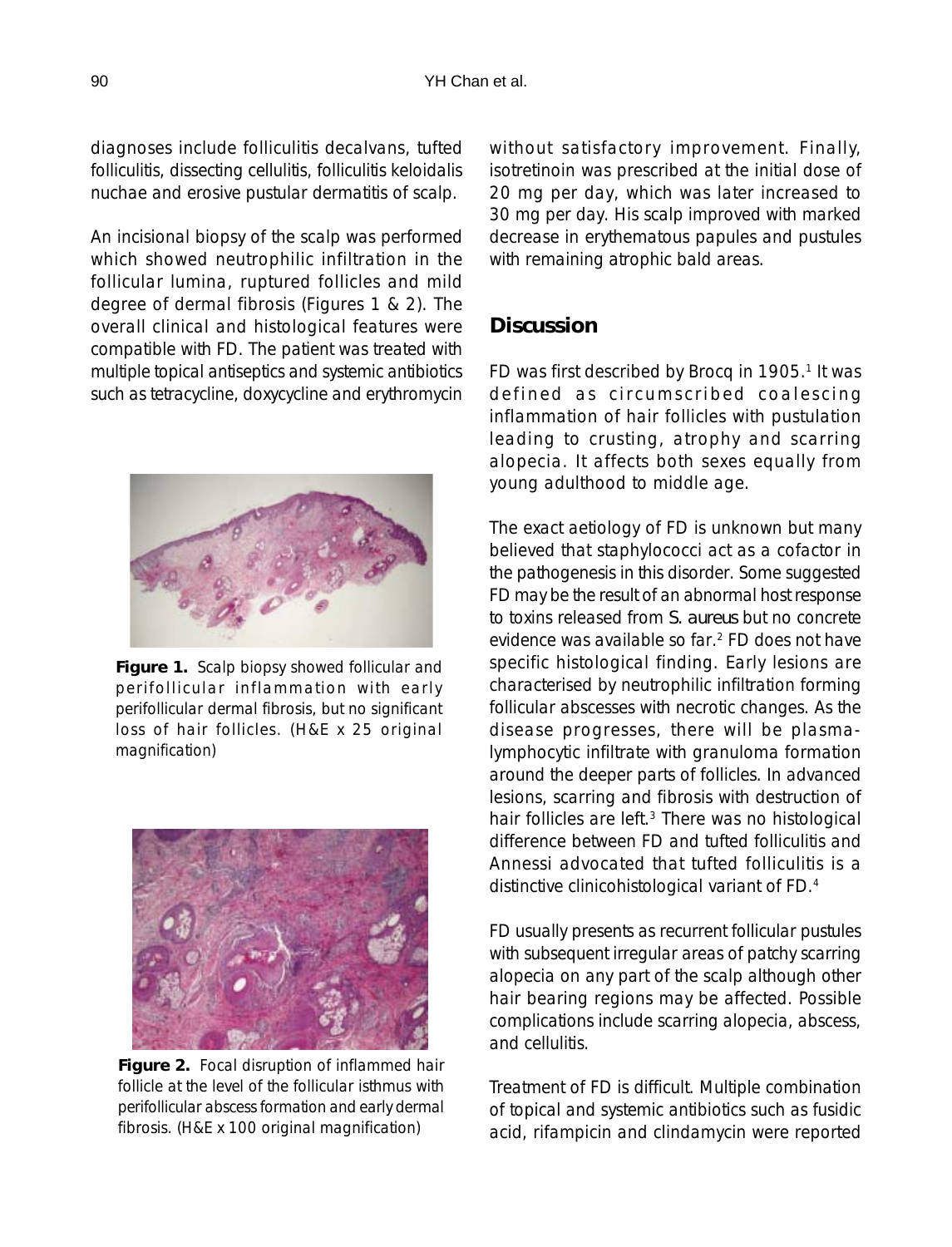diagnoses include folliculitis decalvans, tufted folliculitis, dissecting cellulitis, folliculitis keloidalis nuchae and erosive pustular dermatitis of scalp.

An incisional biopsy of the scalp was performed which showed neutrophilic infiltration in the follicular lumina, ruptured follicles and mild degree of dermal fibrosis (Figures 1 & 2). The overall clinical and histological features were compatible with FD. The patient was treated with multiple topical antiseptics and systemic antibiotics such as tetracycline, doxycycline and erythromycin without satisfactory improvement. Finally, isotretinoin was prescribed at the initial dose of 20 mg per day, which was later increased to 30 mg per day. His scalp improved with marked decrease in erythematous papules and pustules with remaining atrophic bald areas.

**Figure 1.** Scalp biopsy showed follicular and perifollicular inflammation with early perifollicular dermal fibrosis, but no significant loss of hair follicles. (H&E x 25 original magnification)

**Figure 2.** Focal disruption of inflammed hair follicle at the level of the follicular isthmus with perifollicular abscess formation and early dermal fibrosis. (H&E x 100 original magnification)

## Discussion

FD was first described by Brocq in 1905.[1] It was defined as circumscribed coalescing inflammation of hair follicles with pustulation leading to crusting, atrophy and scarring alopecia. It affects both sexes equally from young adulthood to middle age.

The exact aetiology of FD is unknown but many believed that staphylococci act as a cofactor in the pathogenesis in this disorder. Some suggested FD may be the result of an abnormal host response to toxins released from *S. aureus* but no concrete evidence was available so far.[2] FD does not have specific histological finding. Early lesions are characterised by neutrophilic infiltration forming follicular abscesses with necrotic changes. As the disease progresses, there will be plasma-lymphocytic infiltrate with granuloma formation around the deeper parts of follicles. In advanced lesions, scarring and fibrosis with destruction of hair follicles are left.[3] There was no histological difference between FD and tufted folliculitis and Annessi advocated that tufted folliculitis is a distinctive clinicohistological variant of FD.[4]

FD usually presents as recurrent follicular pustules with subsequent irregular areas of patchy scarring alopecia on any part of the scalp although other hair bearing regions may be affected. Possible complications include scarring alopecia, abscess, and cellulitis.

Treatment of FD is difficult. Multiple combination of topical and systemic antibiotics such as fusidic acid, rifampicin and clindamycin were reported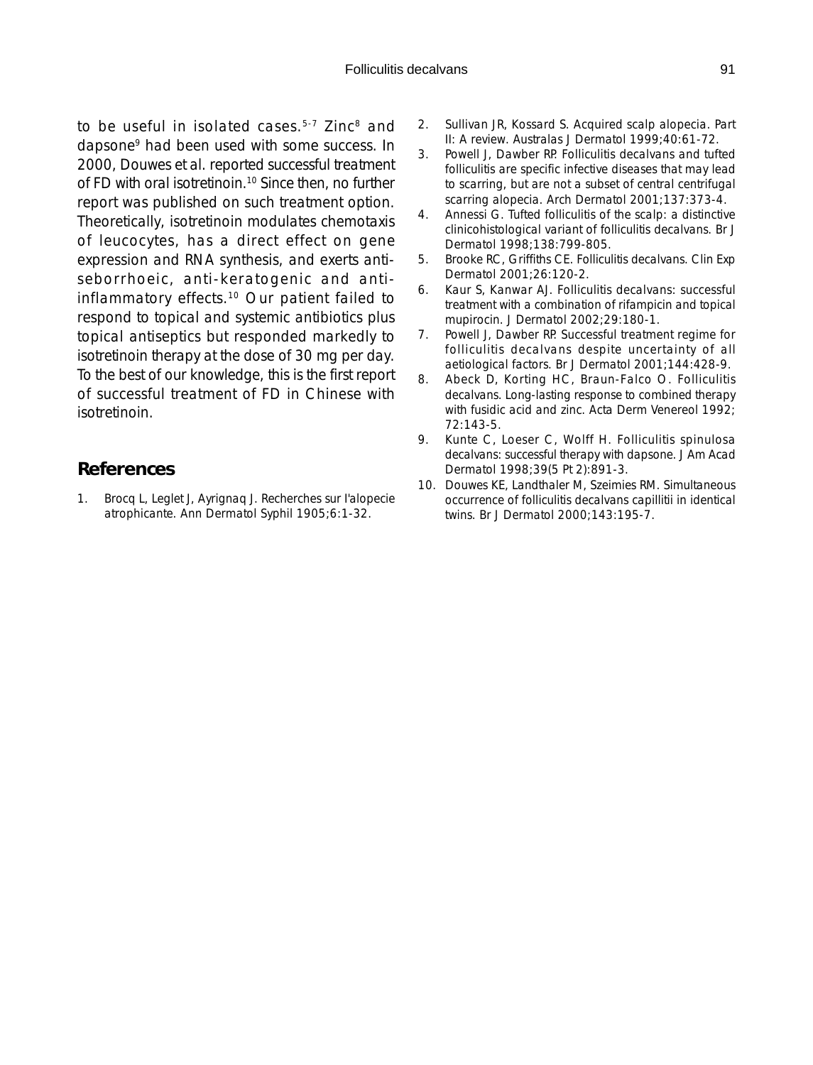to be useful in isolated cases.[5-7] Zinc[8] and dapsone[9] had been used with some success. In 2000, Douwes et al. reported successful treatment of FD with oral isotretinoin.[10] Since then, no further report was published on such treatment option. Theoretically, isotretinoin modulates chemotaxis of leucocytes, has a direct effect on gene expression and RNA synthesis, and exerts anti-seborrhoeic, anti-keratogenic and anti-inflammatory effects.[10] Our patient failed to respond to topical and systemic antibiotics plus topical antiseptics but responded markedly to isotretinoin therapy at the dose of 30 mg per day. To the best of our knowledge, this is the first report of successful treatment of FD in Chinese with isotretinoin.

## References

1. Brocq L, Leglet J, Ayrignaq J. Recherches sur l'alopecie atrophicante. Ann Dermatol Syphil 1905;6:1-32.
2. Sullivan JR, Kossard S. Acquired scalp alopecia. Part II: A review. Australas J Dermatol 1999;40:61-72.
3. Powell J, Dawber RP. Folliculitis decalvans and tufted folliculitis are specific infective diseases that may lead to scarring, but are not a subset of central centrifugal scarring alopecia. Arch Dermatol 2001;137:373-4.
4. Annessi G. Tufted folliculitis of the scalp: a distinctive clinicohistological variant of folliculitis decalvans. Br J Dermatol 1998;138:799-805.
5. Brooke RC, Griffiths CE. Folliculitis decalvans. Clin Exp Dermatol 2001;26:120-2.
6. Kaur S, Kanwar AJ. Folliculitis decalvans: successful treatment with a combination of rifampicin and topical mupirocin. J Dermatol 2002;29:180-1.
7. Powell J, Dawber RP. Successful treatment regime for folliculitis decalvans despite uncertainty of all aetiological factors. Br J Dermatol 2001;144:428-9.
8. Abeck D, Korting HC, Braun-Falco O. Folliculitis decalvans. Long-lasting response to combined therapy with fusidic acid and zinc. Acta Derm Venereol 1992; 72:143-5.
9. Kunte C, Loeser C, Wolff H. Folliculitis spinulosa decalvans: successful therapy with dapsone. J Am Acad Dermatol 1998;39(5 Pt 2):891-3.
10. Douwes KE, Landthaler M, Szeimies RM. Simultaneous occurrence of folliculitis decalvans capillitii in identical twins. Br J Dermatol 2000;143:195-7.